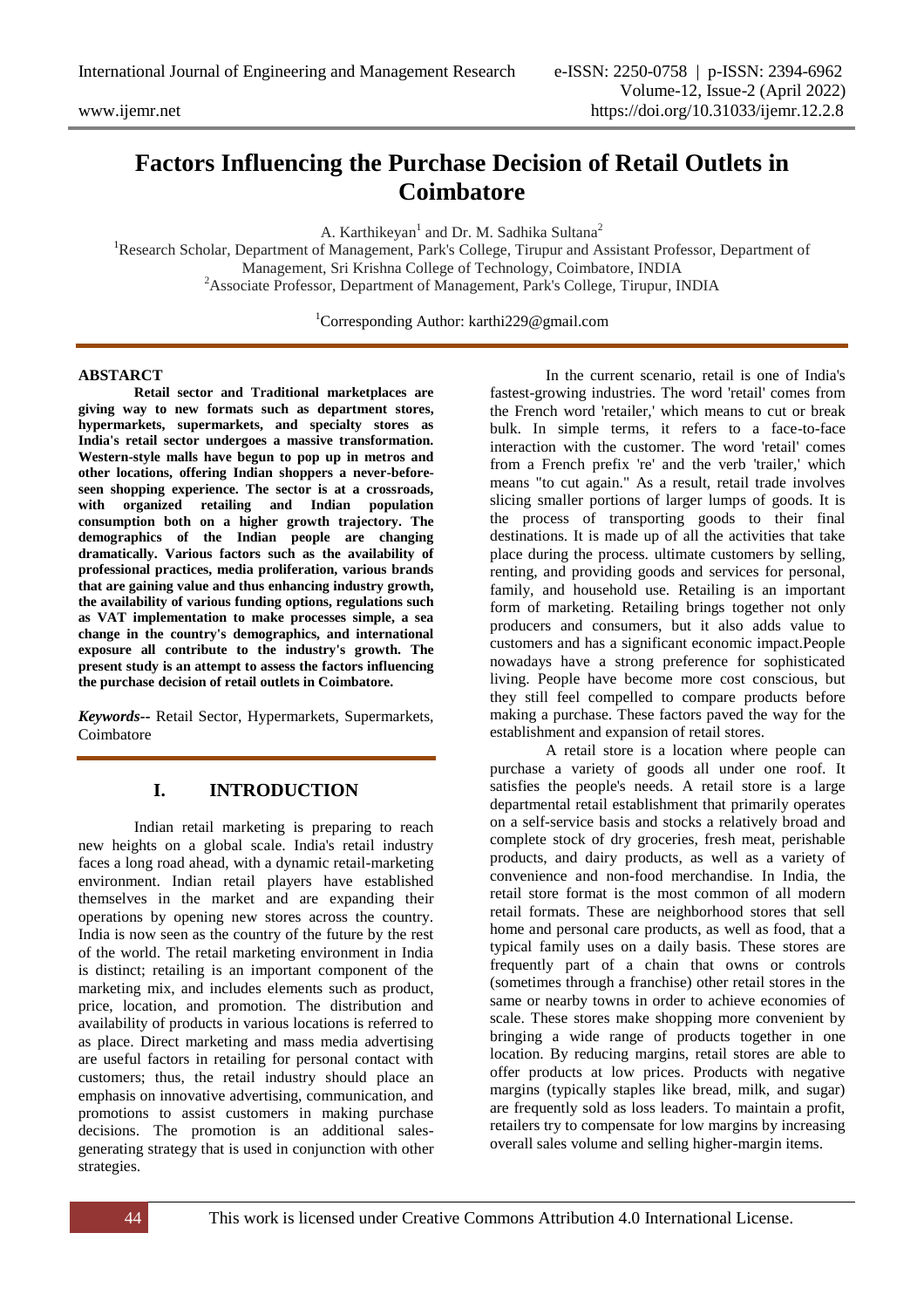# Factors Influencing the Purchase Decision of Retail Outlets in Coimbatore

A. Karthikeyan[1] and Dr. M. Sadhika Sultana[2]

[1]Research Scholar, Department of Management, Park's College, Tirupur and Assistant Professor, Department of Management, Sri Krishna College of Technology, Coimbatore, INDIA

[2]Associate Professor, Department of Management, Park's College, Tirupur, INDIA

[1]Corresponding Author: karthi229@gmail.com

## ABSTARCT

**Retail sector and Traditional marketplaces are giving way to new formats such as department stores, hypermarkets, supermarkets, and specialty stores as India's retail sector undergoes a massive transformation. Western-style malls have begun to pop up in metros and other locations, offering Indian shoppers a never-before-seen shopping experience. The sector is at a crossroads, with organized retailing and Indian population consumption both on a higher growth trajectory. The demographics of the Indian people are changing dramatically. Various factors such as the availability of professional practices, media proliferation, various brands that are gaining value and thus enhancing industry growth, the availability of various funding options, regulations such as VAT implementation to make processes simple, a sea change in the country's demographics, and international exposure all contribute to the industry's growth. The present study is an attempt to assess the factors influencing the purchase decision of retail outlets in Coimbatore.**

***Keywords--*** Retail Sector, Hypermarkets, Supermarkets, Coimbatore

## I. INTRODUCTION

Indian retail marketing is preparing to reach new heights on a global scale. India's retail industry faces a long road ahead, with a dynamic retail-marketing environment. Indian retail players have established themselves in the market and are expanding their operations by opening new stores across the country. India is now seen as the country of the future by the rest of the world. The retail marketing environment in India is distinct; retailing is an important component of the marketing mix, and includes elements such as product, price, location, and promotion. The distribution and availability of products in various locations is referred to as place. Direct marketing and mass media advertising are useful factors in retailing for personal contact with customers; thus, the retail industry should place an emphasis on innovative advertising, communication, and promotions to assist customers in making purchase decisions. The promotion is an additional sales-generating strategy that is used in conjunction with other strategies.

In the current scenario, retail is one of India's fastest-growing industries. The word 'retail' comes from the French word 'retailer,' which means to cut or break bulk. In simple terms, it refers to a face-to-face interaction with the customer. The word 'retail' comes from a French prefix 're' and the verb 'trailer,' which means "to cut again." As a result, retail trade involves slicing smaller portions of larger lumps of goods. It is the process of transporting goods to their final destinations. It is made up of all the activities that take place during the process. ultimate customers by selling, renting, and providing goods and services for personal, family, and household use. Retailing is an important form of marketing. Retailing brings together not only producers and consumers, but it also adds value to customers and has a significant economic impact.People nowadays have a strong preference for sophisticated living. People have become more cost conscious, but they still feel compelled to compare products before making a purchase. These factors paved the way for the establishment and expansion of retail stores.

A retail store is a location where people can purchase a variety of goods all under one roof. It satisfies the people's needs. A retail store is a large departmental retail establishment that primarily operates on a self-service basis and stocks a relatively broad and complete stock of dry groceries, fresh meat, perishable products, and dairy products, as well as a variety of convenience and non-food merchandise. In India, the retail store format is the most common of all modern retail formats. These are neighborhood stores that sell home and personal care products, as well as food, that a typical family uses on a daily basis. These stores are frequently part of a chain that owns or controls (sometimes through a franchise) other retail stores in the same or nearby towns in order to achieve economies of scale. These stores make shopping more convenient by bringing a wide range of products together in one location. By reducing margins, retail stores are able to offer products at low prices. Products with negative margins (typically staples like bread, milk, and sugar) are frequently sold as loss leaders. To maintain a profit, retailers try to compensate for low margins by increasing overall sales volume and selling higher-margin items.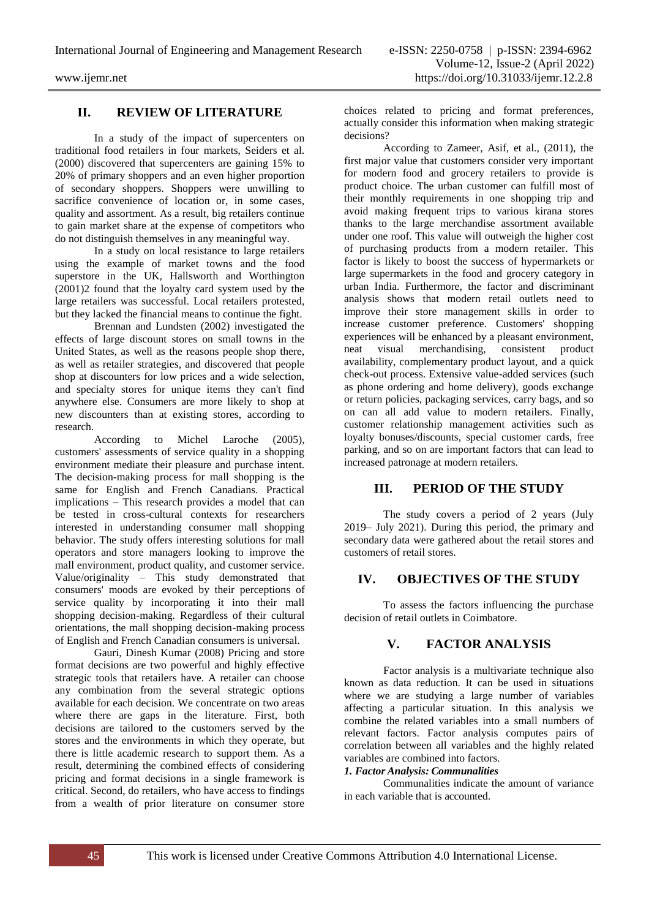## II. REVIEW OF LITERATURE

In a study of the impact of supercenters on traditional food retailers in four markets, Seiders et al. (2000) discovered that supercenters are gaining 15% to 20% of primary shoppers and an even higher proportion of secondary shoppers. Shoppers were unwilling to sacrifice convenience of location or, in some cases, quality and assortment. As a result, big retailers continue to gain market share at the expense of competitors who do not distinguish themselves in any meaningful way.

In a study on local resistance to large retailers using the example of market towns and the food superstore in the UK, Hallsworth and Worthington (2001)2 found that the loyalty card system used by the large retailers was successful. Local retailers protested, but they lacked the financial means to continue the fight.

Brennan and Lundsten (2002) investigated the effects of large discount stores on small towns in the United States, as well as the reasons people shop there, as well as retailer strategies, and discovered that people shop at discounters for low prices and a wide selection, and specialty stores for unique items they can't find anywhere else. Consumers are more likely to shop at new discounters than at existing stores, according to research.

According to Michel Laroche (2005), customers' assessments of service quality in a shopping environment mediate their pleasure and purchase intent. The decision-making process for mall shopping is the same for English and French Canadians. Practical implications – This research provides a model that can be tested in cross-cultural contexts for researchers interested in understanding consumer mall shopping behavior. The study offers interesting solutions for mall operators and store managers looking to improve the mall environment, product quality, and customer service. Value/originality – This study demonstrated that consumers' moods are evoked by their perceptions of service quality by incorporating it into their mall shopping decision-making. Regardless of their cultural orientations, the mall shopping decision-making process of English and French Canadian consumers is universal.

Gauri, Dinesh Kumar (2008) Pricing and store format decisions are two powerful and highly effective strategic tools that retailers have. A retailer can choose any combination from the several strategic options available for each decision. We concentrate on two areas where there are gaps in the literature. First, both decisions are tailored to the customers served by the stores and the environments in which they operate, but there is little academic research to support them. As a result, determining the combined effects of considering pricing and format decisions in a single framework is critical. Second, do retailers, who have access to findings from a wealth of prior literature on consumer store choices related to pricing and format preferences, actually consider this information when making strategic decisions?

According to Zameer, Asif, et al., (2011), the first major value that customers consider very important for modern food and grocery retailers to provide is product choice. The urban customer can fulfill most of their monthly requirements in one shopping trip and avoid making frequent trips to various kirana stores thanks to the large merchandise assortment available under one roof. This value will outweigh the higher cost of purchasing products from a modern retailer. This factor is likely to boost the success of hypermarkets or large supermarkets in the food and grocery category in urban India. Furthermore, the factor and discriminant analysis shows that modern retail outlets need to improve their store management skills in order to increase customer preference. Customers' shopping experiences will be enhanced by a pleasant environment, neat visual merchandising, consistent product availability, complementary product layout, and a quick check-out process. Extensive value-added services (such as phone ordering and home delivery), goods exchange or return policies, packaging services, carry bags, and so on can all add value to modern retailers. Finally, customer relationship management activities such as loyalty bonuses/discounts, special customer cards, free parking, and so on are important factors that can lead to increased patronage at modern retailers.

## III. PERIOD OF THE STUDY

The study covers a period of 2 years (July 2019– July 2021). During this period, the primary and secondary data were gathered about the retail stores and customers of retail stores.

## IV. OBJECTIVES OF THE STUDY

To assess the factors influencing the purchase decision of retail outlets in Coimbatore.

## V. FACTOR ANALYSIS

Factor analysis is a multivariate technique also known as data reduction. It can be used in situations where we are studying a large number of variables affecting a particular situation. In this analysis we combine the related variables into a small numbers of relevant factors. Factor analysis computes pairs of correlation between all variables and the highly related variables are combined into factors.

***1. Factor Analysis: Communalities***

Communalities indicate the amount of variance in each variable that is accounted.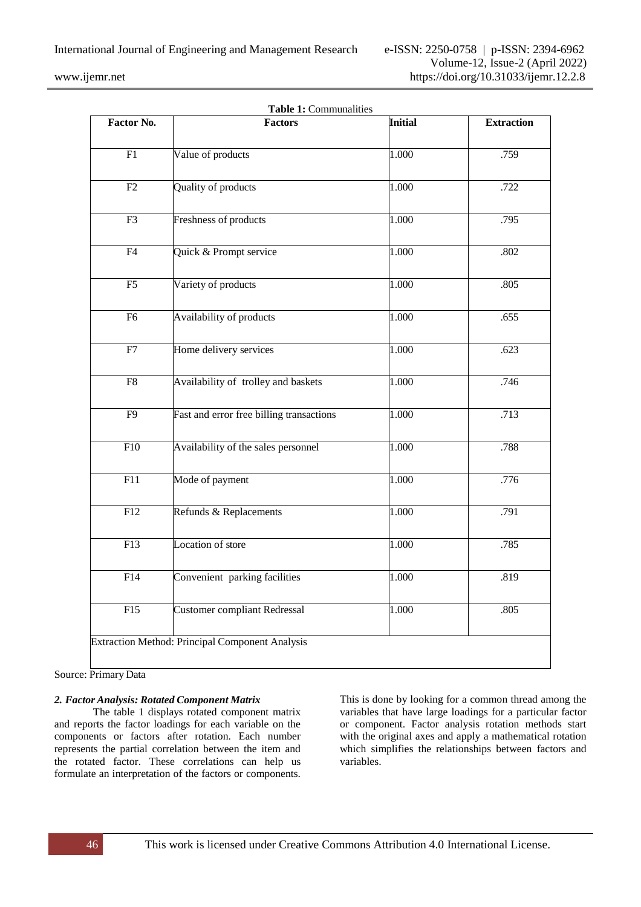**Table 1:** Communalities

| Factor No. | Factors | Initial | Extraction |
|---|---|---|---|
| F1 | Value of products | 1.000 | .759 |
| F2 | Quality of products | 1.000 | .722 |
| F3 | Freshness of products | 1.000 | .795 |
| F4 | Quick & Prompt service | 1.000 | .802 |
| F5 | Variety of products | 1.000 | .805 |
| F6 | Availability of products | 1.000 | .655 |
| F7 | Home delivery services | 1.000 | .623 |
| F8 | Availability of trolley and baskets | 1.000 | .746 |
| F9 | Fast and error free billing transactions | 1.000 | .713 |
| F10 | Availability of the sales personnel | 1.000 | .788 |
| F11 | Mode of payment | 1.000 | .776 |
| F12 | Refunds & Replacements | 1.000 | .791 |
| F13 | Location of store | 1.000 | .785 |
| F14 | Convenient parking facilities | 1.000 | .819 |
| F15 | Customer compliant Redressal | 1.000 | .805 |
| Extraction Method: Principal Component Analysis | | | |

Source: Primary Data

### *2. Factor Analysis: Rotated Component Matrix*

The table 1 displays rotated component matrix and reports the factor loadings for each variable on the components or factors after rotation. Each number represents the partial correlation between the item and the rotated factor. These correlations can help us formulate an interpretation of the factors or components. This is done by looking for a common thread among the variables that have large loadings for a particular factor or component. Factor analysis rotation methods start with the original axes and apply a mathematical rotation which simplifies the relationships between factors and variables.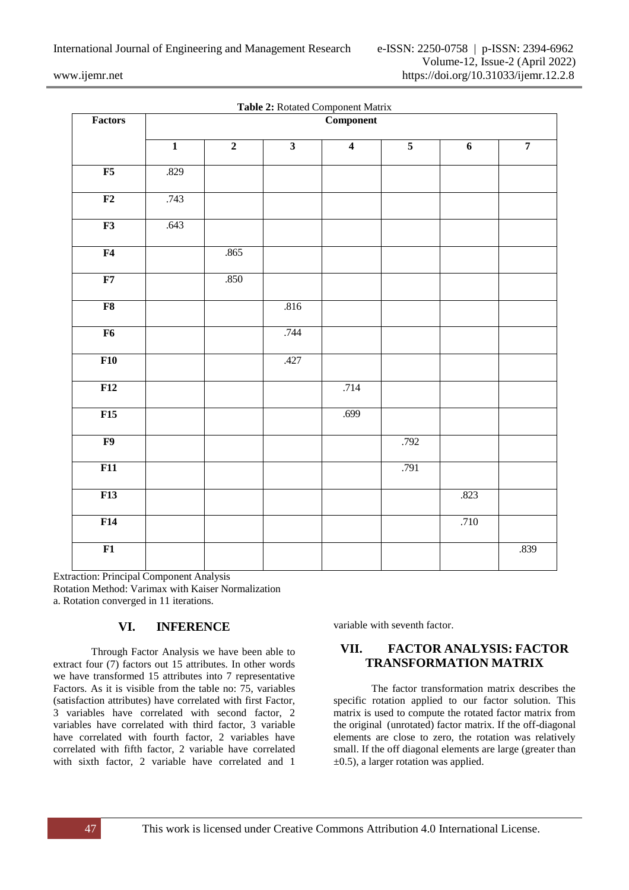**Table 2:** Rotated Component Matrix

| Factors | Component | | | | | | |
|---|---|---|---|---|---|---|---|
| | 1 | 2 | 3 | 4 | 5 | 6 | 7 |
| F5 | .829 | | | | | | |
| F2 | .743 | | | | | | |
| F3 | .643 | | | | | | |
| F4 | | .865 | | | | | |
| F7 | | .850 | | | | | |
| F8 | | | .816 | | | | |
| F6 | | | .744 | | | | |
| F10 | | | .427 | | | | |
| F12 | | | | .714 | | | |
| F15 | | | | .699 | | | |
| F9 | | | | | .792 | | |
| F11 | | | | | .791 | | |
| F13 | | | | | | .823 | |
| F14 | | | | | | .710 | |
| F1 | | | | | | | .839 |

Extraction: Principal Component Analysis
Rotation Method: Varimax with Kaiser Normalization
a. Rotation converged in 11 iterations.

## VI. INFERENCE

Through Factor Analysis we have been able to extract four (7) factors out 15 attributes. In other words we have transformed 15 attributes into 7 representative Factors. As it is visible from the table no: 75, variables (satisfaction attributes) have correlated with first Factor, 3 variables have correlated with second factor, 2 variables have correlated with third factor, 3 variable have correlated with fourth factor, 2 variables have correlated with fifth factor, 2 variable have correlated with sixth factor, 2 variable have correlated and 1 variable with seventh factor.

## VII. FACTOR ANALYSIS: FACTOR TRANSFORMATION MATRIX

The factor transformation matrix describes the specific rotation applied to our factor solution. This matrix is used to compute the rotated factor matrix from the original (unrotated) factor matrix. If the off-diagonal elements are close to zero, the rotation was relatively small. If the off diagonal elements are large (greater than ±0.5), a larger rotation was applied.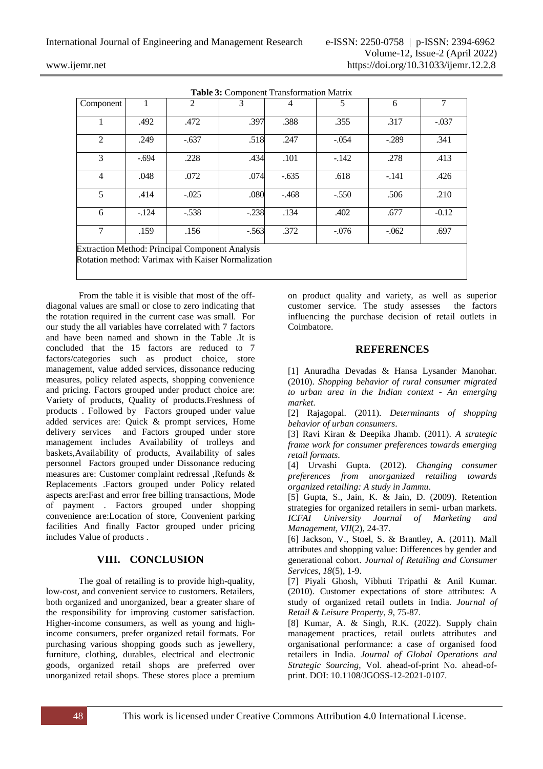**Table 3:** Component Transformation Matrix

| Component | 1 | 2 | 3 | 4 | 5 | 6 | 7 |
|---|---|---|---|---|---|---|---|
| 1 | .492 | .472 | .397 | .388 | .355 | .317 | -.037 |
| 2 | .249 | -.637 | .518 | .247 | -.054 | -.289 | .341 |
| 3 | -.694 | .228 | .434 | .101 | -.142 | .278 | .413 |
| 4 | .048 | .072 | .074 | -.635 | .618 | -.141 | .426 |
| 5 | .414 | -.025 | .080 | -.468 | -.550 | .506 | .210 |
| 6 | -.124 | -.538 | -.238 | .134 | .402 | .677 | -0.12 |
| 7 | .159 | .156 | -.563 | .372 | -.076 | -.062 | .697 |

Extraction Method: Principal Component Analysis
Rotation method: Varimax with Kaiser Normalization

From the table it is visible that most of the off-diagonal values are small or close to zero indicating that the rotation required in the current case was small. For our study the all variables have correlated with 7 factors and have been named and shown in the Table .It is concluded that the 15 factors are reduced to 7 factors/categories such as product choice, store management, value added services, dissonance reducing measures, policy related aspects, shopping convenience and pricing. Factors grouped under product choice are: Variety of products, Quality of products.Freshness of products . Followed by Factors grouped under value added services are: Quick & prompt services, Home delivery services and Factors grouped under store management includes Availability of trolleys and baskets,Availability of products, Availability of sales personnel Factors grouped under Dissonance reducing measures are: Customer complaint redressal ,Refunds & Replacements .Factors grouped under Policy related aspects are:Fast and error free billing transactions, Mode of payment . Factors grouped under shopping convenience are:Location of store, Convenient parking facilities And finally Factor grouped under pricing includes Value of products .

## VIII. CONCLUSION

The goal of retailing is to provide high-quality, low-cost, and convenient service to customers. Retailers, both organized and unorganized, bear a greater share of the responsibility for improving customer satisfaction. Higher-income consumers, as well as young and high-income consumers, prefer organized retail formats. For purchasing various shopping goods such as jewellery, furniture, clothing, durables, electrical and electronic goods, organized retail shops are preferred over unorganized retail shops. These stores place a premium on product quality and variety, as well as superior customer service. The study assesses the factors influencing the purchase decision of retail outlets in Coimbatore.

## REFERENCES

[1] Anuradha Devadas & Hansa Lysander Manohar. (2010). *Shopping behavior of rural consumer migrated to urban area in the Indian context - An emerging market*.

[2] Rajagopal. (2011). *Determinants of shopping behavior of urban consumers*.

[3] Ravi Kiran & Deepika Jhamb. (2011). *A strategic frame work for consumer preferences towards emerging retail formats*.

[4] Urvashi Gupta. (2012). *Changing consumer preferences from unorganized retailing towards organized retailing: A study in Jammu*.

[5] Gupta, S., Jain, K. & Jain, D. (2009). Retention strategies for organized retailers in semi- urban markets. *ICFAI University Journal of Marketing and Management, VII*(2), 24-37.

[6] Jackson, V., Stoel, S. & Brantley, A. (2011). Mall attributes and shopping value: Differences by gender and generational cohort. *Journal of Retailing and Consumer Services, 18*(5), 1-9.

[7] Piyali Ghosh, Vibhuti Tripathi & Anil Kumar. (2010). Customer expectations of store attributes: A study of organized retail outlets in India. *Journal of Retail & Leisure Property, 9*, 75-87.

[8] Kumar, A. & Singh, R.K. (2022). Supply chain management practices, retail outlets attributes and organisational performance: a case of organised food retailers in India. *Journal of Global Operations and Strategic Sourcing*, Vol. ahead-of-print No. ahead-of-print. DOI: 10.1108/JGOSS-12-2021-0107.